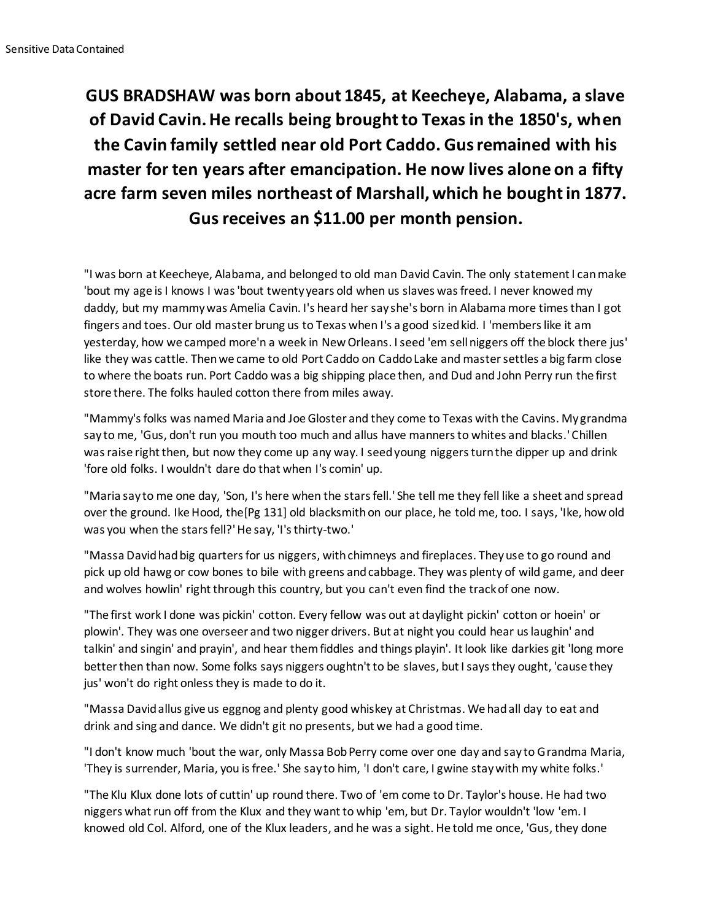Sensitive Data Contained

**GUS BRADSHAW was born about 1845, at Keecheye, Alabama, a slave of David Cavin. He recalls being brought to Texas in the 1850's, when the Cavin family settled near old Port Caddo. Gus remained with his master for ten years after emancipation. He now lives alone on a fifty acre farm seven miles northeast of Marshall, which he bought in 1877. Gus receives an $11.00 per month pension.**

"I was born at Keecheye, Alabama, and belonged to old man David Cavin. The only statement I can make 'bout my age is I knows I was 'bout twenty years old when us slaves was freed. I never knowed my daddy, but my mammy was Amelia Cavin. I's heard her say she's born in Alabama more times than I got fingers and toes. Our old master brung us to Texas when I's a good sized kid. I 'members like it am yesterday, how we camped more'n a week in New Orleans. I seed 'em sell niggers off the block there jus' like they was cattle. Then we came to old Port Caddo on Caddo Lake and master settles a big farm close to where the boats run. Port Caddo was a big shipping place then, and Dud and John Perry run the first store there. The folks hauled cotton there from miles away.

"Mammy's folks was named Maria and Joe Gloster and they come to Texas with the Cavins. My grandma say to me, 'Gus, don't run you mouth too much and allus have manners to whites and blacks.' Chillen was raise right then, but now they come up any way. I seed young niggers turn the dipper up and drink 'fore old folks. I wouldn't dare do that when I's comin' up.

"Maria say to me one day, 'Son, I's here when the stars fell.' She tell me they fell like a sheet and spread over the ground. Ike Hood, the[Pg 131] old blacksmith on our place, he told me, too. I says, 'Ike, how old was you when the stars fell?' He say, 'I's thirty-two.'

"Massa David had big quarters for us niggers, with chimneys and fireplaces. They use to go round and pick up old hawg or cow bones to bile with greens and cabbage. They was plenty of wild game, and deer and wolves howlin' right through this country, but you can't even find the track of one now.

"The first work I done was pickin' cotton. Every fellow was out at daylight pickin' cotton or hoein' or plowin'. They was one overseer and two nigger drivers. But at night you could hear us laughin' and talkin' and singin' and prayin', and hear them fiddles and things playin'. It look like darkies git 'long more better then than now. Some folks says niggers oughtn't to be slaves, but I says they ought, 'cause they jus' won't do right onless they is made to do it.

"Massa David allus give us eggnog and plenty good whiskey at Christmas. We had all day to eat and drink and sing and dance. We didn't git no presents, but we had a good time.

"I don't know much 'bout the war, only Massa Bob Perry come over one day and say to Grandma Maria, 'They is surrender, Maria, you is free.' She say to him, 'I don't care, I gwine stay with my white folks.'

"The Klu Klux done lots of cuttin' up round there. Two of 'em come to Dr. Taylor's house. He had two niggers what run off from the Klux and they want to whip 'em, but Dr. Taylor wouldn't 'low 'em. I knowed old Col. Alford, one of the Klux leaders, and he was a sight. He told me once, 'Gus, they done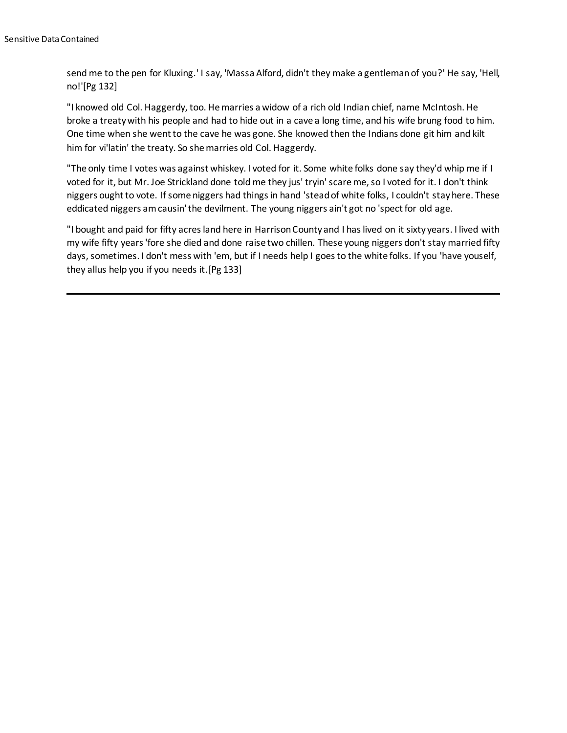send me to the pen for Kluxing.' I say, 'Massa Alford, didn't they make a gentleman of you?' He say, 'Hell, no!'[Pg 132]

"I knowed old Col. Haggerdy, too. He marries a widow of a rich old Indian chief, name McIntosh. He broke a treaty with his people and had to hide out in a cave a long time, and his wife brung food to him. One time when she went to the cave he was gone. She knowed then the Indians done git him and kilt him for vi'latin' the treaty. So she marries old Col. Haggerdy.

"The only time I votes was against whiskey. I voted for it. Some white folks done say they'd whip me if I voted for it, but Mr. Joe Strickland done told me they jus' tryin' scare me, so I voted for it. I don't think niggers ought to vote. If some niggers had things in hand 'stead of white folks, I couldn't stay here. These eddicated niggers am causin' the devilment. The young niggers ain't got no 'spect for old age.

"I bought and paid for fifty acres land here in Harrison County and I has lived on it sixty years. I lived with my wife fifty years 'fore she died and done raise two chillen. These young niggers don't stay married fifty days, sometimes. I don't mess with 'em, but if I needs help I goes to the white folks. If you 'have youself, they allus help you if you needs it.[Pg 133]

---